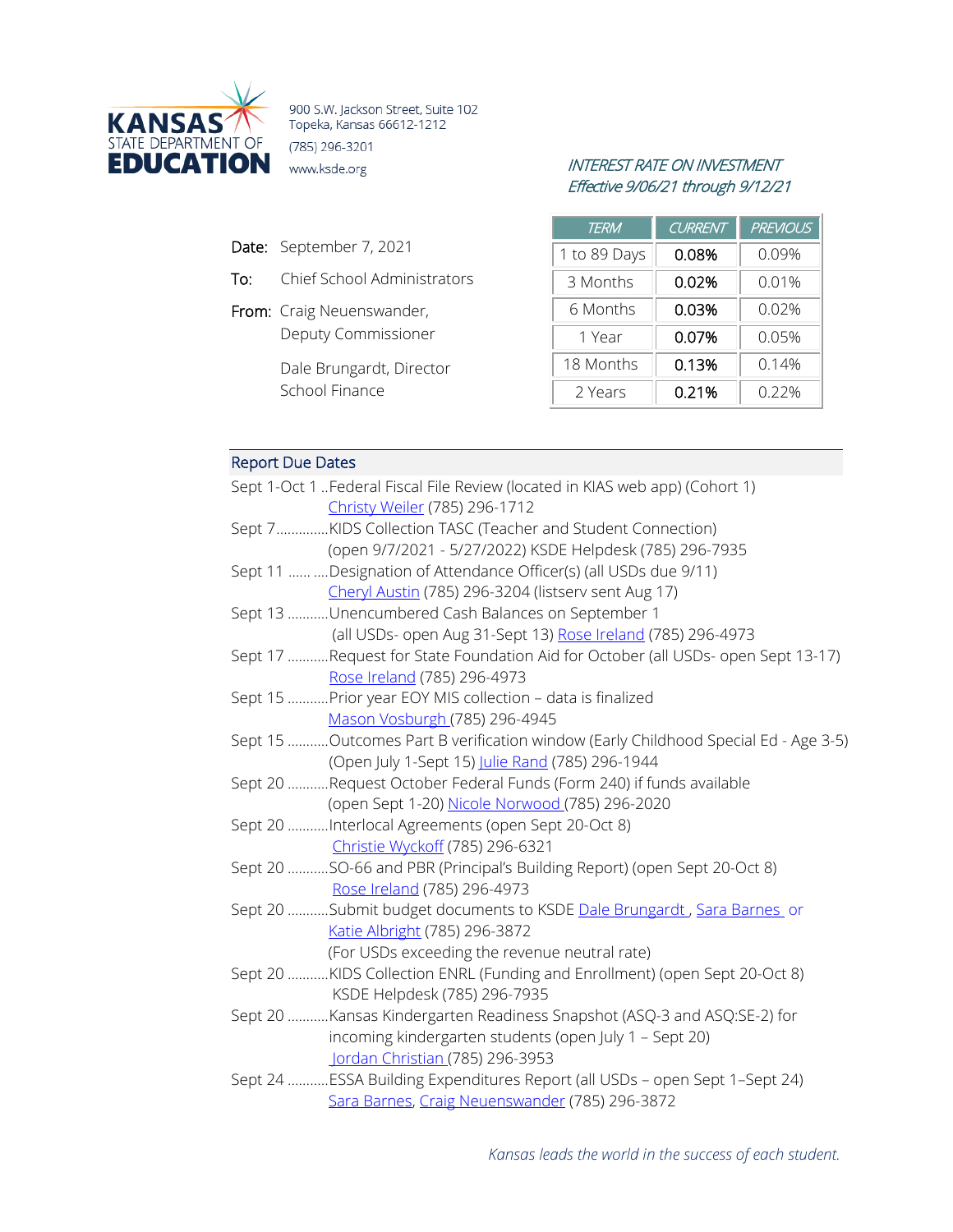KANSAS STATE DEPARTMENT OF EDUCATION

900 S.W. Jackson Street, Suite 102
Topeka, Kansas 66612-1212
(785) 296-3201
www.ksde.org

*INTEREST RATE ON INVESTMENT*
*Effective 9/06/21 through 9/12/21*

| TERM | CURRENT | PREVIOUS |
|---|---|---|
| 1 to 89 Days | 0.08% | 0.09% |
| 3 Months | 0.02% | 0.01% |
| 6 Months | 0.03% | 0.02% |
| 1 Year | 0.07% | 0.05% |
| 18 Months | 0.13% | 0.14% |
| 2 Years | 0.21% | 0.22% |

**Date:** September 7, 2021

**To:** Chief School Administrators

**From:** Craig Neuenswander, Deputy Commissioner

Dale Brungardt, Director School Finance

## Report Due Dates

- Sept 1-Oct 1 ..Federal Fiscal File Review (located in KIAS web app) (Cohort 1)
  Christy Weiler (785) 296-1712
- Sept 7..............KIDS Collection TASC (Teacher and Student Connection)
  (open 9/7/2021 - 5/27/2022) KSDE Helpdesk (785) 296-7935
- Sept 11 ...... ....Designation of Attendance Officer(s) (all USDs due 9/11)
  Cheryl Austin (785) 296-3204 (listserv sent Aug 17)
- Sept 13 ...........Unencumbered Cash Balances on September 1
  (all USDs- open Aug 31-Sept 13) Rose Ireland (785) 296-4973
- Sept 17 ...........Request for State Foundation Aid for October (all USDs- open Sept 13-17)
  Rose Ireland (785) 296-4973
- Sept 15 ...........Prior year EOY MIS collection – data is finalized
  Mason Vosburgh (785) 296-4945
- Sept 15 ...........Outcomes Part B verification window (Early Childhood Special Ed - Age 3-5)
  (Open July 1-Sept 15) Julie Rand (785) 296-1944
- Sept 20 ...........Request October Federal Funds (Form 240) if funds available
  (open Sept 1-20) Nicole Norwood (785) 296-2020
- Sept 20 ...........Interlocal Agreements (open Sept 20-Oct 8)
  Christie Wyckoff (785) 296-6321
- Sept 20 ...........SO-66 and PBR (Principal's Building Report) (open Sept 20-Oct 8)
  Rose Ireland (785) 296-4973
- Sept 20 ...........Submit budget documents to KSDE Dale Brungardt, Sara Barnes or
  Katie Albright (785) 296-3872
  (For USDs exceeding the revenue neutral rate)
- Sept 20 ...........KIDS Collection ENRL (Funding and Enrollment) (open Sept 20-Oct 8)
  KSDE Helpdesk (785) 296-7935
- Sept 20 ...........Kansas Kindergarten Readiness Snapshot (ASQ-3 and ASQ:SE-2) for
  incoming kindergarten students (open July 1 – Sept 20)
  Jordan Christian (785) 296-3953
- Sept 24 ...........ESSA Building Expenditures Report (all USDs – open Sept 1–Sept 24)
  Sara Barnes, Craig Neuenswander (785) 296-3872

*Kansas leads the world in the success of each student.*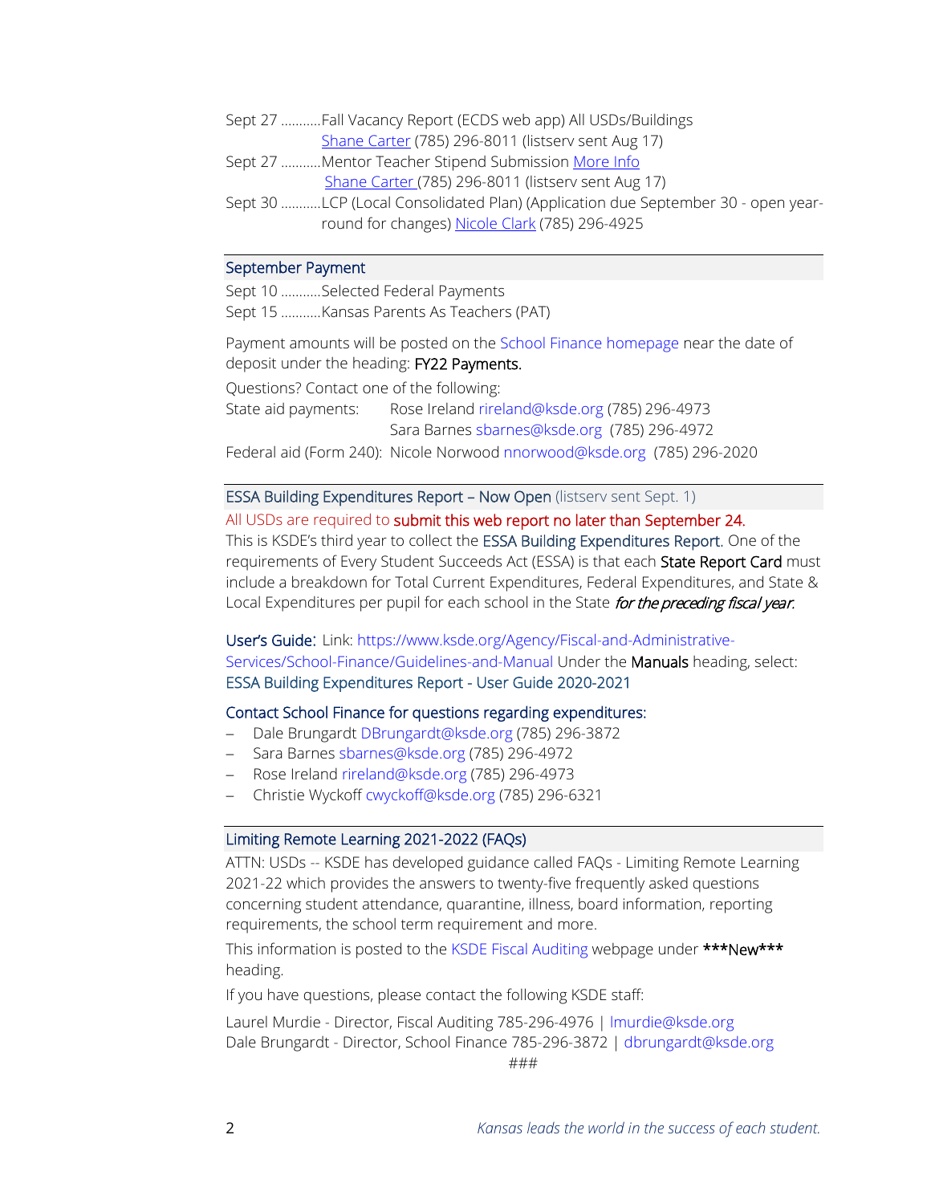Sept 27 ...........Fall Vacancy Report (ECDS web app) All USDs/Buildings
Shane Carter (785) 296-8011 (listserv sent Aug 17)

Sept 27 ...........Mentor Teacher Stipend Submission More Info
Shane Carter (785) 296-8011 (listserv sent Aug 17)

Sept 30 ...........LCP (Local Consolidated Plan) (Application due September 30 - open year-round for changes) Nicole Clark (785) 296-4925

## September Payment

Sept 10 ...........Selected Federal Payments

Sept 15 ...........Kansas Parents As Teachers (PAT)

Payment amounts will be posted on the School Finance homepage near the date of deposit under the heading: **FY22 Payments.**

Questions? Contact one of the following:

State aid payments: Rose Ireland rireland@ksde.org (785) 296-4973
Sara Barnes sbarnes@ksde.org (785) 296-4972

Federal aid (Form 240): Nicole Norwood nnorwood@ksde.org (785) 296-2020

## ESSA Building Expenditures Report – Now Open (listserv sent Sept. 1)

All USDs are required to **submit this web report no later than September 24.**

This is KSDE's third year to collect the ESSA Building Expenditures Report. One of the requirements of Every Student Succeeds Act (ESSA) is that each **State Report Card** must include a breakdown for Total Current Expenditures, Federal Expenditures, and State & Local Expenditures per pupil for each school in the State *for the preceding fiscal year.*

**User's Guide:** Link: https://www.ksde.org/Agency/Fiscal-and-Administrative-Services/School-Finance/Guidelines-and-Manual Under the **Manuals** heading, select: ESSA Building Expenditures Report - User Guide 2020-2021

**Contact School Finance for questions regarding expenditures:**

- Dale Brungardt DBrungardt@ksde.org (785) 296-3872
- Sara Barnes sbarnes@ksde.org (785) 296-4972
- Rose Ireland rireland@ksde.org (785) 296-4973
- Christie Wyckoff cwyckoff@ksde.org (785) 296-6321

## Limiting Remote Learning 2021-2022 (FAQs)

ATTN: USDs -- KSDE has developed guidance called FAQs - Limiting Remote Learning 2021-22 which provides the answers to twenty-five frequently asked questions concerning student attendance, quarantine, illness, board information, reporting requirements, the school term requirement and more.

This information is posted to the KSDE Fiscal Auditing webpage under **\*\*\*New\*\*\*** heading.

If you have questions, please contact the following KSDE staff:

Laurel Murdie - Director, Fiscal Auditing 785-296-4976 | lmurdie@ksde.org
Dale Brungardt - Director, School Finance 785-296-3872 | dbrungardt@ksde.org

###